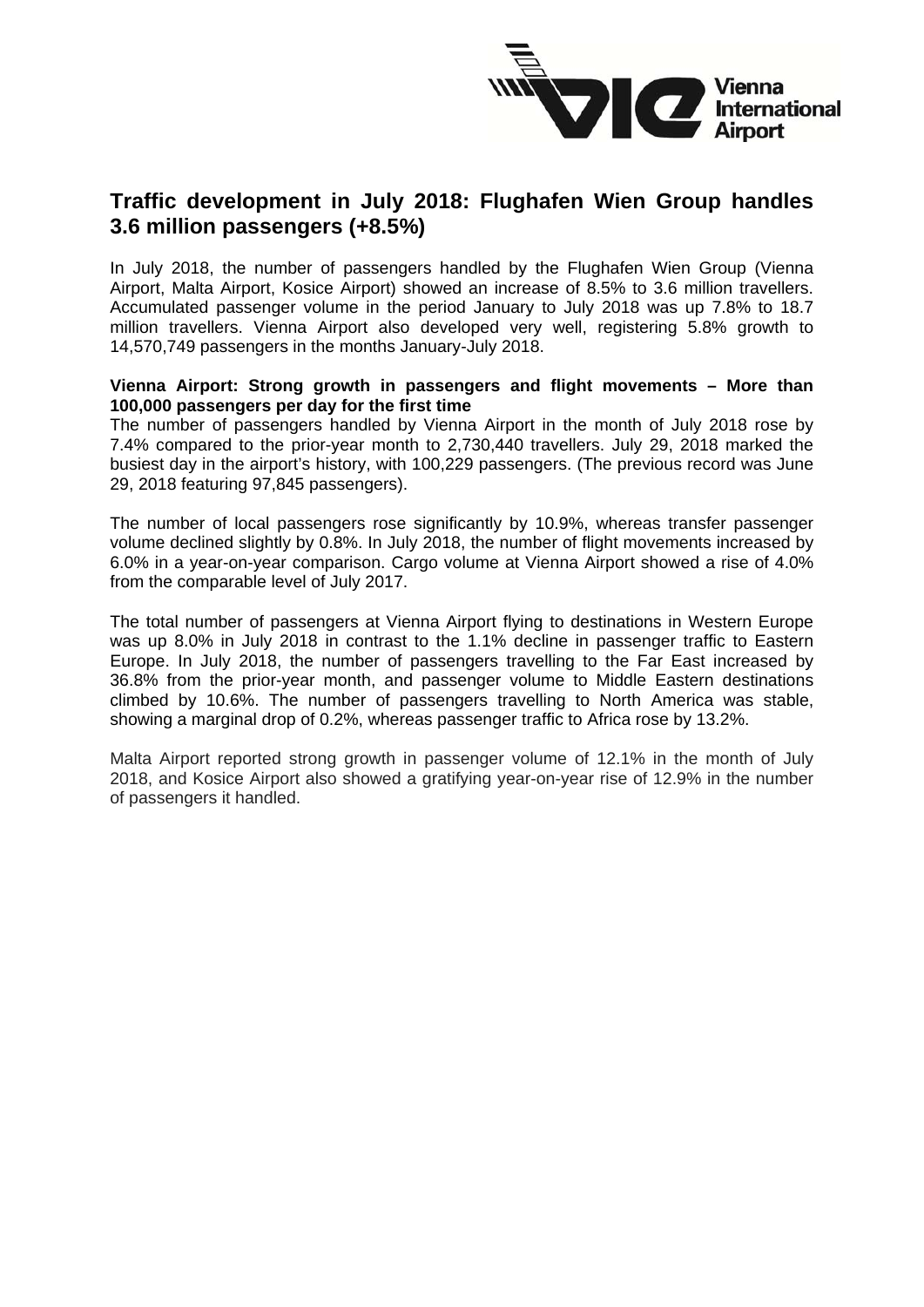# Traffic development in July 2018: Flughafen Wien Group handles 3.6 million passengers (+8.5%)

In July 2018, the number of passengers handled by the Flughafen Wien Group (Vienna Airport, Malta Airport, Kosice Airport) showed an increase of 8.5% to 3.6 million travellers. Accumulated passenger volume in the period January to July 2018 was up 7.8% to 18.7 million travellers. Vienna Airport also developed very well, registering 5.8% growth to 14,570,749 passengers in the months January-July 2018.

**Vienna Airport: Strong growth in passengers and flight movements – More than 100,000 passengers per day for the first time**

The number of passengers handled by Vienna Airport in the month of July 2018 rose by 7.4% compared to the prior-year month to 2,730,440 travellers. July 29, 2018 marked the busiest day in the airport's history, with 100,229 passengers. (The previous record was June 29, 2018 featuring 97,845 passengers).

The number of local passengers rose significantly by 10.9%, whereas transfer passenger volume declined slightly by 0.8%. In July 2018, the number of flight movements increased by 6.0% in a year-on-year comparison. Cargo volume at Vienna Airport showed a rise of 4.0% from the comparable level of July 2017.

The total number of passengers at Vienna Airport flying to destinations in Western Europe was up 8.0% in July 2018 in contrast to the 1.1% decline in passenger traffic to Eastern Europe. In July 2018, the number of passengers travelling to the Far East increased by 36.8% from the prior-year month, and passenger volume to Middle Eastern destinations climbed by 10.6%. The number of passengers travelling to North America was stable, showing a marginal drop of 0.2%, whereas passenger traffic to Africa rose by 13.2%.

Malta Airport reported strong growth in passenger volume of 12.1% in the month of July 2018, and Kosice Airport also showed a gratifying year-on-year rise of 12.9% in the number of passengers it handled.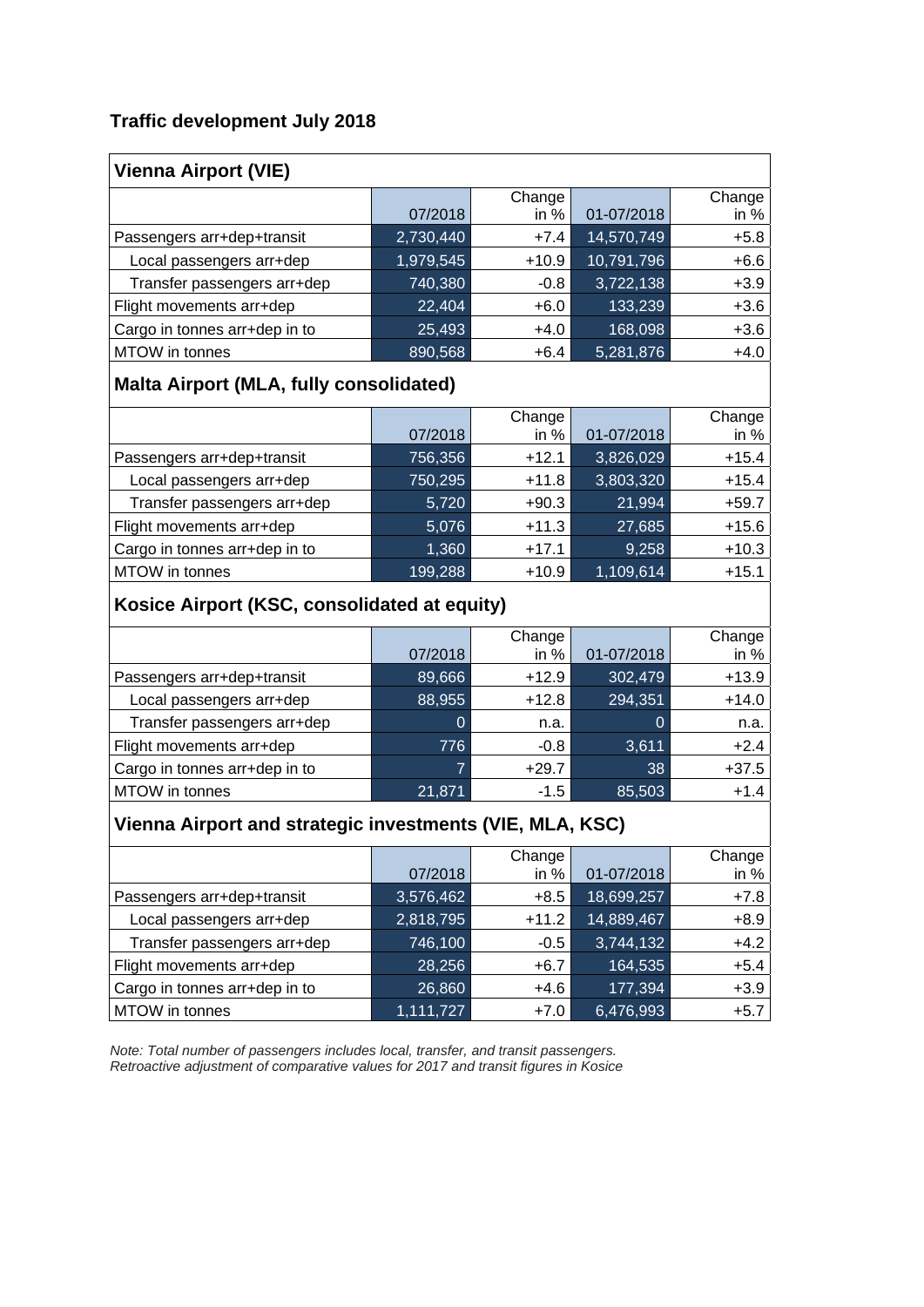## Traffic development July 2018

### Vienna Airport (VIE)

| | 07/2018 | Change in % | 01-07/2018 | Change in % |
|---|---|---|---|---|
| Passengers arr+dep+transit | 2,730,440 | +7.4 | 14,570,749 | +5.8 |
| Local passengers arr+dep | 1,979,545 | +10.9 | 10,791,796 | +6.6 |
| Transfer passengers arr+dep | 740,380 | -0.8 | 3,722,138 | +3.9 |
| Flight movements arr+dep | 22,404 | +6.0 | 133,239 | +3.6 |
| Cargo in tonnes arr+dep in to | 25,493 | +4.0 | 168,098 | +3.6 |
| MTOW in tonnes | 890,568 | +6.4 | 5,281,876 | +4.0 |

### Malta Airport (MLA, fully consolidated)

| | 07/2018 | Change in % | 01-07/2018 | Change in % |
|---|---|---|---|---|
| Passengers arr+dep+transit | 756,356 | +12.1 | 3,826,029 | +15.4 |
| Local passengers arr+dep | 750,295 | +11.8 | 3,803,320 | +15.4 |
| Transfer passengers arr+dep | 5,720 | +90.3 | 21,994 | +59.7 |
| Flight movements arr+dep | 5,076 | +11.3 | 27,685 | +15.6 |
| Cargo in tonnes arr+dep in to | 1,360 | +17.1 | 9,258 | +10.3 |
| MTOW in tonnes | 199,288 | +10.9 | 1,109,614 | +15.1 |

### Kosice Airport (KSC, consolidated at equity)

| | 07/2018 | Change in % | 01-07/2018 | Change in % |
|---|---|---|---|---|
| Passengers arr+dep+transit | 89,666 | +12.9 | 302,479 | +13.9 |
| Local passengers arr+dep | 88,955 | +12.8 | 294,351 | +14.0 |
| Transfer passengers arr+dep | 0 | n.a. | 0 | n.a. |
| Flight movements arr+dep | 776 | -0.8 | 3,611 | +2.4 |
| Cargo in tonnes arr+dep in to | 7 | +29.7 | 38 | +37.5 |
| MTOW in tonnes | 21,871 | -1.5 | 85,503 | +1.4 |

### Vienna Airport and strategic investments (VIE, MLA, KSC)

| | 07/2018 | Change in % | 01-07/2018 | Change in % |
|---|---|---|---|---|
| Passengers arr+dep+transit | 3,576,462 | +8.5 | 18,699,257 | +7.8 |
| Local passengers arr+dep | 2,818,795 | +11.2 | 14,889,467 | +8.9 |
| Transfer passengers arr+dep | 746,100 | -0.5 | 3,744,132 | +4.2 |
| Flight movements arr+dep | 28,256 | +6.7 | 164,535 | +5.4 |
| Cargo in tonnes arr+dep in to | 26,860 | +4.6 | 177,394 | +3.9 |
| MTOW in tonnes | 1,111,727 | +7.0 | 6,476,993 | +5.7 |

*Note: Total number of passengers includes local, transfer, and transit passengers.*
*Retroactive adjustment of comparative values for 2017 and transit figures in Kosice*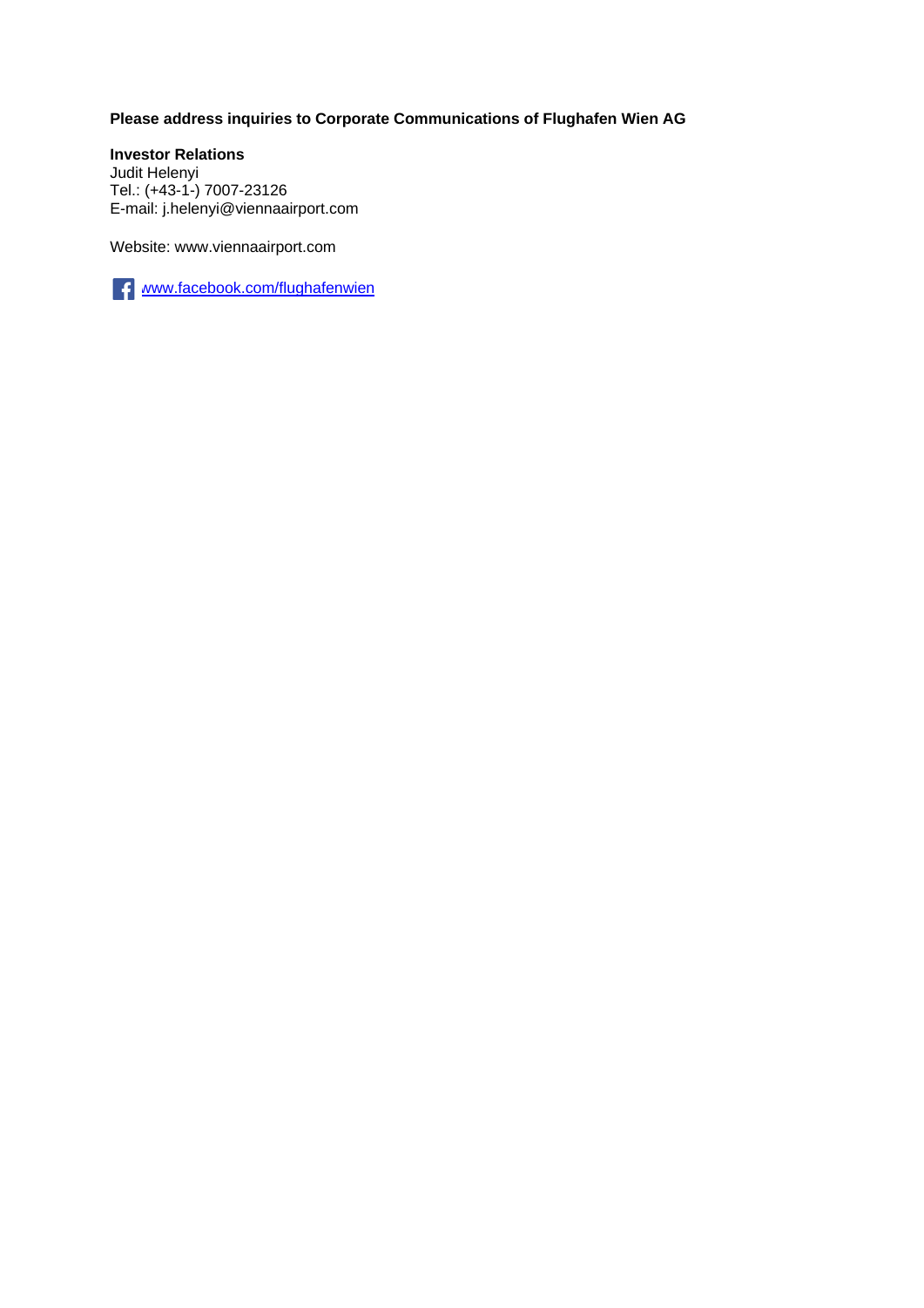**Please address inquiries to Corporate Communications of Flughafen Wien AG**

**Investor Relations**
Judit Helenyi
Tel.: (+43-1-) 7007-23126
E-mail: j.helenyi@viennaairport.com

Website: www.viennaairport.com

www.facebook.com/flughafenwien